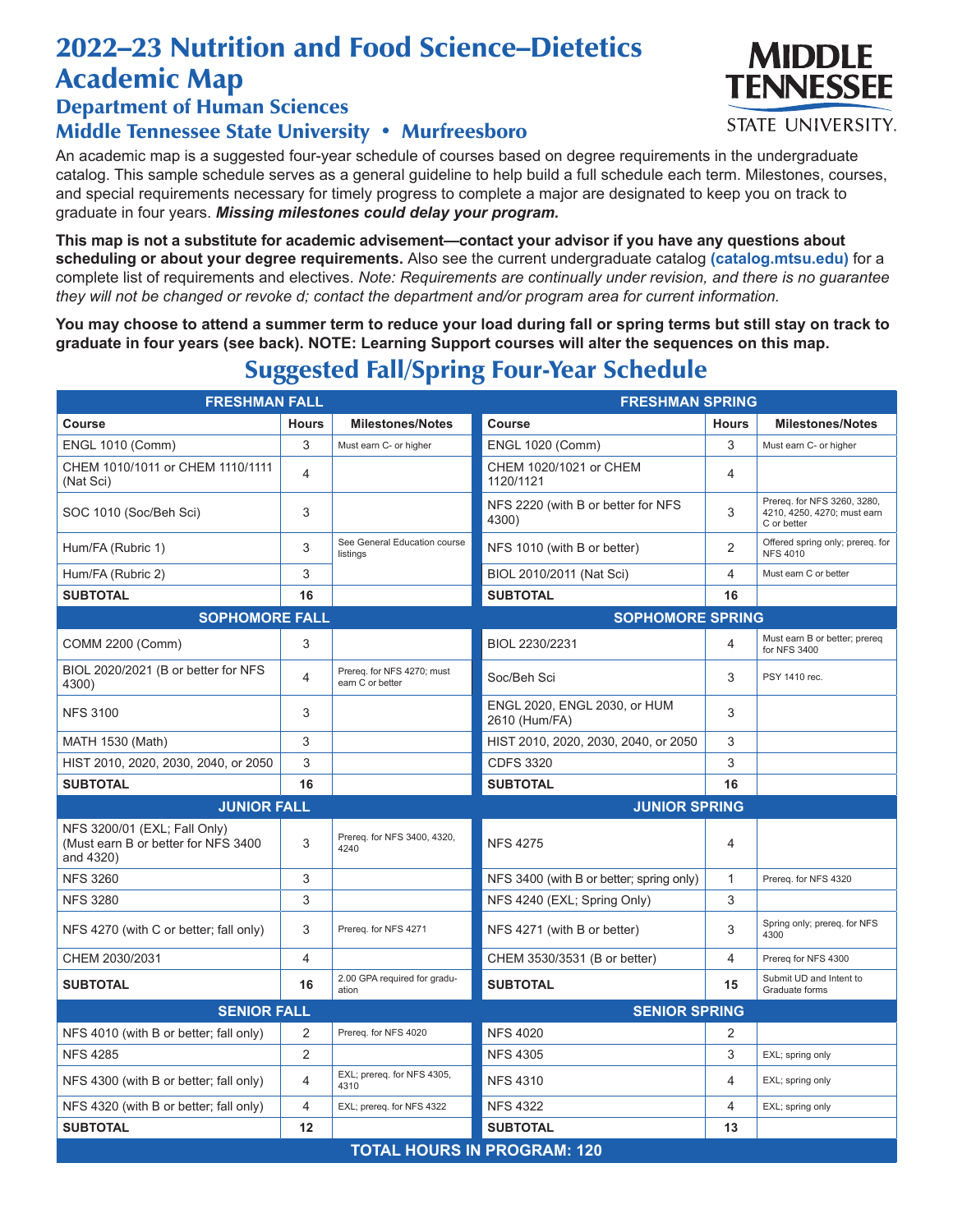# 2022–23 Nutrition and Food Science–Dietetics Academic Map

## Department of Human Sciences

## Middle Tennessee State University • Murfreesboro

MIDDLE TENNESSEE STATE UNIVERSITY

An academic map is a suggested four-year schedule of courses based on degree requirements in the undergraduate catalog. This sample schedule serves as a general guideline to help build a full schedule each term. Milestones, courses, and special requirements necessary for timely progress to complete a major are designated to keep you on track to graduate in four years. ***Missing milestones could delay your program.***

**This map is not a substitute for academic advisement—contact your advisor if you have any questions about scheduling or about your degree requirements.** Also see the current undergraduate catalog **(catalog.mtsu.edu)** for a complete list of requirements and electives. *Note: Requirements are continually under revision, and there is no guarantee they will not be changed or revoke d; contact the department and/or program area for current information.*

**You may choose to attend a summer term to reduce your load during fall or spring terms but still stay on track to graduate in four years (see back). NOTE: Learning Support courses will alter the sequences on this map.**

## Suggested Fall/Spring Four-Year Schedule

| **FRESHMAN FALL** | | | **FRESHMAN SPRING** | | |
|---|---|---|---|---|---|
| **Course** | **Hours** | **Milestones/Notes** | **Course** | **Hours** | **Milestones/Notes** |
| ENGL 1010 (Comm) | 3 | Must earn C- or higher | ENGL 1020 (Comm) | 3 | Must earn C- or higher |
| CHEM 1010/1011 or CHEM 1110/1111 (Nat Sci) | 4 | | CHEM 1020/1021 or CHEM 1120/1121 | 4 | |
| SOC 1010 (Soc/Beh Sci) | 3 | | NFS 2220 (with B or better for NFS 4300) | 3 | Prereq. for NFS 3260, 3280, 4210, 4250, 4270; must earn C or better |
| Hum/FA (Rubric 1) | 3 | See General Education course listings | NFS 1010 (with B or better) | 2 | Offered spring only; prereq. for NFS 4010 |
| Hum/FA (Rubric 2) | 3 | | BIOL 2010/2011 (Nat Sci) | 4 | Must earn C or better |
| **SUBTOTAL** | **16** | | **SUBTOTAL** | **16** | |
| **SOPHOMORE FALL** | | | **SOPHOMORE SPRING** | | |
| COMM 2200 (Comm) | 3 | | BIOL 2230/2231 | 4 | Must earn B or better; prereq for NFS 3400 |
| BIOL 2020/2021 (B or better for NFS 4300) | 4 | Prereq. for NFS 4270; must earn C or better | Soc/Beh Sci | 3 | PSY 1410 rec. |
| NFS 3100 | 3 | | ENGL 2020, ENGL 2030, or HUM 2610 (Hum/FA) | 3 | |
| MATH 1530 (Math) | 3 | | HIST 2010, 2020, 2030, 2040, or 2050 | 3 | |
| HIST 2010, 2020, 2030, 2040, or 2050 | 3 | | CDFS 3320 | 3 | |
| **SUBTOTAL** | **16** | | **SUBTOTAL** | **16** | |
| **JUNIOR FALL** | | | **JUNIOR SPRING** | | |
| NFS 3200/01 (EXL; Fall Only) (Must earn B or better for NFS 3400 and 4320) | 3 | Prereq. for NFS 3400, 4320, 4240 | NFS 4275 | 4 | |
| NFS 3260 | 3 | | NFS 3400 (with B or better; spring only) | 1 | Prereq. for NFS 4320 |
| NFS 3280 | 3 | | NFS 4240 (EXL; Spring Only) | 3 | |
| NFS 4270 (with C or better; fall only) | 3 | Prereq. for NFS 4271 | NFS 4271 (with B or better) | 3 | Spring only; prereq. for NFS 4300 |
| CHEM 2030/2031 | 4 | | CHEM 3530/3531 (B or better) | 4 | Prereq for NFS 4300 |
| **SUBTOTAL** | **16** | 2.00 GPA required for graduation | **SUBTOTAL** | **15** | Submit UD and Intent to Graduate forms |
| **SENIOR FALL** | | | **SENIOR SPRING** | | |
| NFS 4010 (with B or better; fall only) | 2 | Prereq. for NFS 4020 | NFS 4020 | 2 | |
| NFS 4285 | 2 | | NFS 4305 | 3 | EXL; spring only |
| NFS 4300 (with B or better; fall only) | 4 | EXL; prereq. for NFS 4305, 4310 | NFS 4310 | 4 | EXL; spring only |
| NFS 4320 (with B or better; fall only) | 4 | EXL; prereq. for NFS 4322 | NFS 4322 | 4 | EXL; spring only |
| **SUBTOTAL** | **12** | | **SUBTOTAL** | **13** | |
| **TOTAL HOURS IN PROGRAM: 120** | | | | | |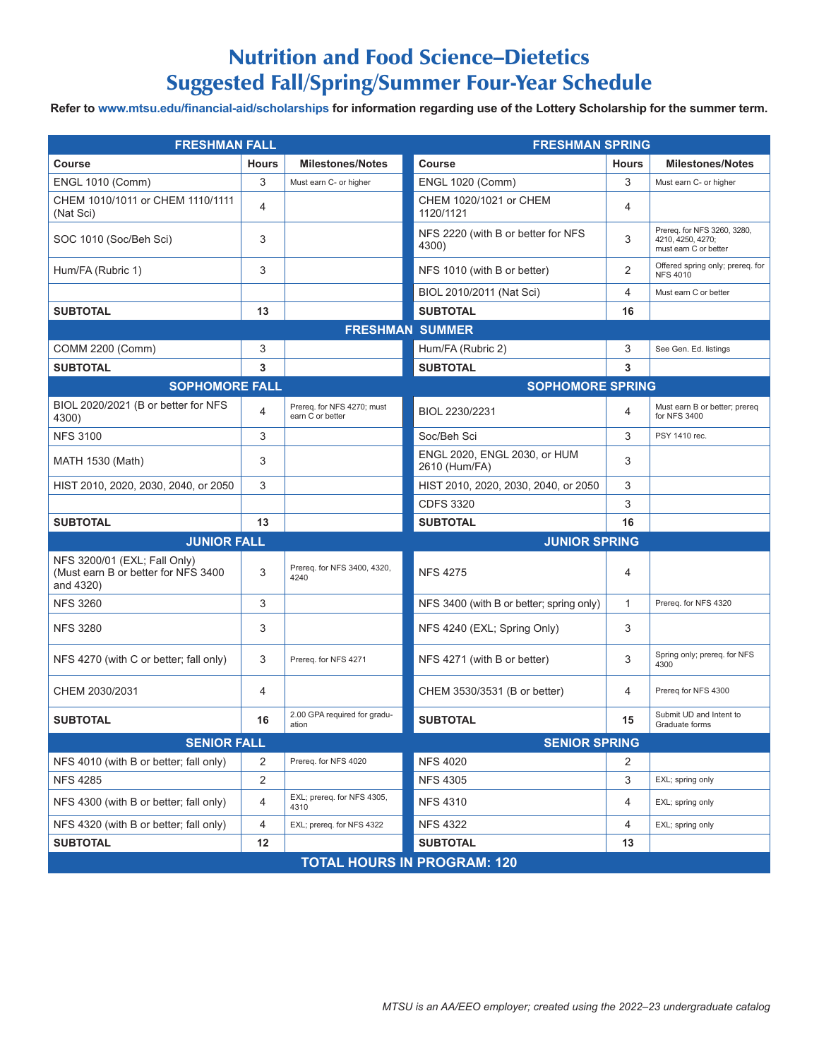# Nutrition and Food Science–Dietetics
# Suggested Fall/Spring/Summer Four-Year Schedule

**Refer to www.mtsu.edu/financial-aid/scholarships for information regarding use of the Lottery Scholarship for the summer term.**

| FRESHMAN FALL | | | FRESHMAN SPRING | | |
|---|---|---|---|---|---|
| **Course** | **Hours** | **Milestones/Notes** | **Course** | **Hours** | **Milestones/Notes** |
| ENGL 1010 (Comm) | 3 | Must earn C- or higher | ENGL 1020 (Comm) | 3 | Must earn C- or higher |
| CHEM 1010/1011 or CHEM 1110/1111 (Nat Sci) | 4 | | CHEM 1020/1021 or CHEM 1120/1121 | 4 | |
| SOC 1010 (Soc/Beh Sci) | 3 | | NFS 2220 (with B or better for NFS 4300) | 3 | Prereq. for NFS 3260, 3280, 4210, 4250, 4270; must earn C or better |
| Hum/FA (Rubric 1) | 3 | | NFS 1010 (with B or better) | 2 | Offered spring only; prereq. for NFS 4010 |
| | | | BIOL 2010/2011 (Nat Sci) | 4 | Must earn C or better |
| **SUBTOTAL** | **13** | | **SUBTOTAL** | **16** | |
| **FRESHMAN SUMMER** | | | | | |
| COMM 2200 (Comm) | 3 | | Hum/FA (Rubric 2) | 3 | See Gen. Ed. listings |
| **SUBTOTAL** | **3** | | **SUBTOTAL** | **3** | |
| **SOPHOMORE FALL** | | | **SOPHOMORE SPRING** | | |
| BIOL 2020/2021 (B or better for NFS 4300) | 4 | Prereq. for NFS 4270; must earn C or better | BIOL 2230/2231 | 4 | Must earn B or better; prereq for NFS 3400 |
| NFS 3100 | 3 | | Soc/Beh Sci | 3 | PSY 1410 rec. |
| MATH 1530 (Math) | 3 | | ENGL 2020, ENGL 2030, or HUM 2610 (Hum/FA) | 3 | |
| HIST 2010, 2020, 2030, 2040, or 2050 | 3 | | HIST 2010, 2020, 2030, 2040, or 2050 | 3 | |
| | | | CDFS 3320 | 3 | |
| **SUBTOTAL** | **13** | | **SUBTOTAL** | **16** | |
| **JUNIOR FALL** | | | **JUNIOR SPRING** | | |
| NFS 3200/01 (EXL; Fall Only) (Must earn B or better for NFS 3400 and 4320) | 3 | Prereq. for NFS 3400, 4320, 4240 | NFS 4275 | 4 | |
| NFS 3260 | 3 | | NFS 3400 (with B or better; spring only) | 1 | Prereq. for NFS 4320 |
| NFS 3280 | 3 | | NFS 4240 (EXL; Spring Only) | 3 | |
| NFS 4270 (with C or better; fall only) | 3 | Prereq. for NFS 4271 | NFS 4271 (with B or better) | 3 | Spring only; prereq. for NFS 4300 |
| CHEM 2030/2031 | 4 | | CHEM 3530/3531 (B or better) | 4 | Prereq for NFS 4300 |
| **SUBTOTAL** | **16** | 2.00 GPA required for graduation | **SUBTOTAL** | **15** | Submit UD and Intent to Graduate forms |
| **SENIOR FALL** | | | **SENIOR SPRING** | | |
| NFS 4010 (with B or better; fall only) | 2 | Prereq. for NFS 4020 | NFS 4020 | 2 | |
| NFS 4285 | 2 | | NFS 4305 | 3 | EXL; spring only |
| NFS 4300 (with B or better; fall only) | 4 | EXL; prereq. for NFS 4305, 4310 | NFS 4310 | 4 | EXL; spring only |
| NFS 4320 (with B or better; fall only) | 4 | EXL; prereq. for NFS 4322 | NFS 4322 | 4 | EXL; spring only |
| **SUBTOTAL** | **12** | | **SUBTOTAL** | **13** | |
| **TOTAL HOURS IN PROGRAM: 120** | | | | | |

*MTSU is an AA/EEO employer; created using the 2022–23 undergraduate catalog*